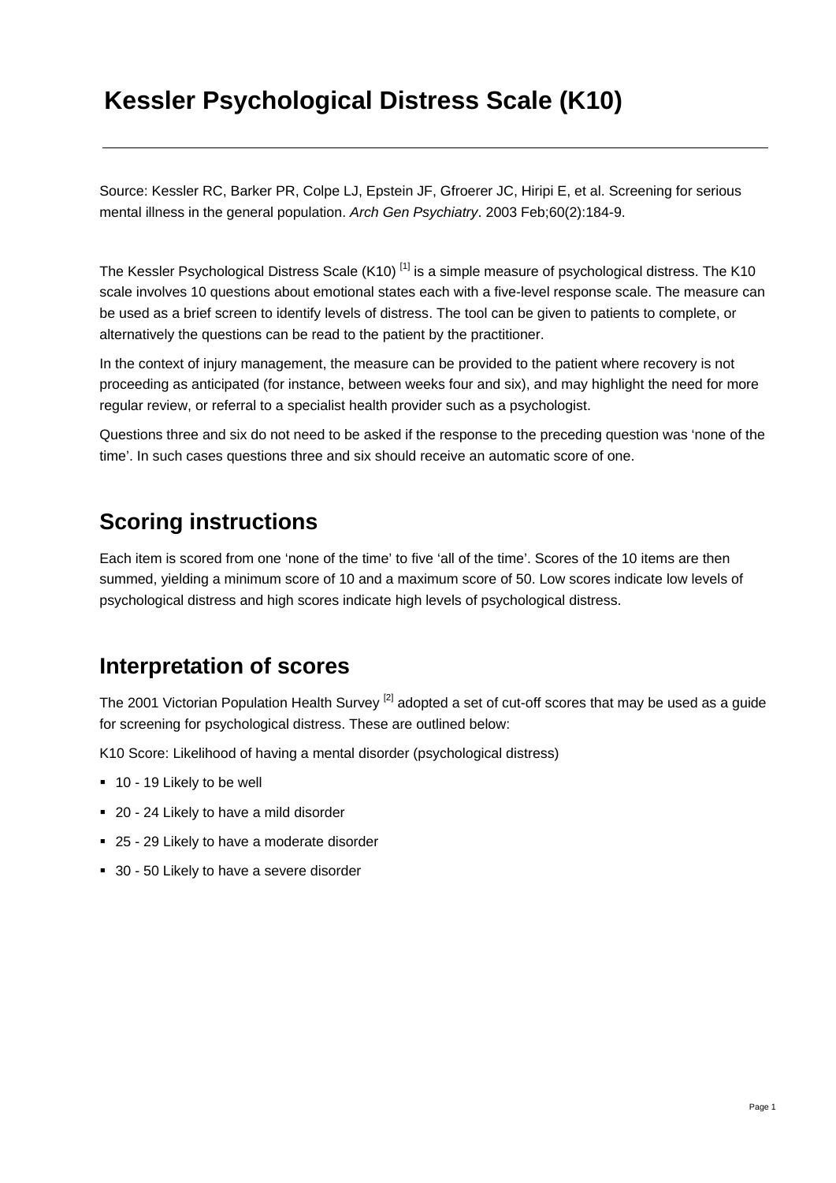# Kessler Psychological Distress Scale (K10)

Source: Kessler RC, Barker PR, Colpe LJ, Epstein JF, Gfroerer JC, Hiripi E, et al. Screening for serious mental illness in the general population. *Arch Gen Psychiatry*. 2003 Feb;60(2):184-9.

The Kessler Psychological Distress Scale (K10) [1] is a simple measure of psychological distress. The K10 scale involves 10 questions about emotional states each with a five-level response scale. The measure can be used as a brief screen to identify levels of distress. The tool can be given to patients to complete, or alternatively the questions can be read to the patient by the practitioner.

In the context of injury management, the measure can be provided to the patient where recovery is not proceeding as anticipated (for instance, between weeks four and six), and may highlight the need for more regular review, or referral to a specialist health provider such as a psychologist.

Questions three and six do not need to be asked if the response to the preceding question was 'none of the time'. In such cases questions three and six should receive an automatic score of one.

## Scoring instructions

Each item is scored from one 'none of the time' to five 'all of the time'. Scores of the 10 items are then summed, yielding a minimum score of 10 and a maximum score of 50. Low scores indicate low levels of psychological distress and high scores indicate high levels of psychological distress.

## Interpretation of scores

The 2001 Victorian Population Health Survey [2] adopted a set of cut-off scores that may be used as a guide for screening for psychological distress. These are outlined below:

K10 Score: Likelihood of having a mental disorder (psychological distress)

- 10 - 19 Likely to be well
- 20 - 24 Likely to have a mild disorder
- 25 - 29 Likely to have a moderate disorder
- 30 - 50 Likely to have a severe disorder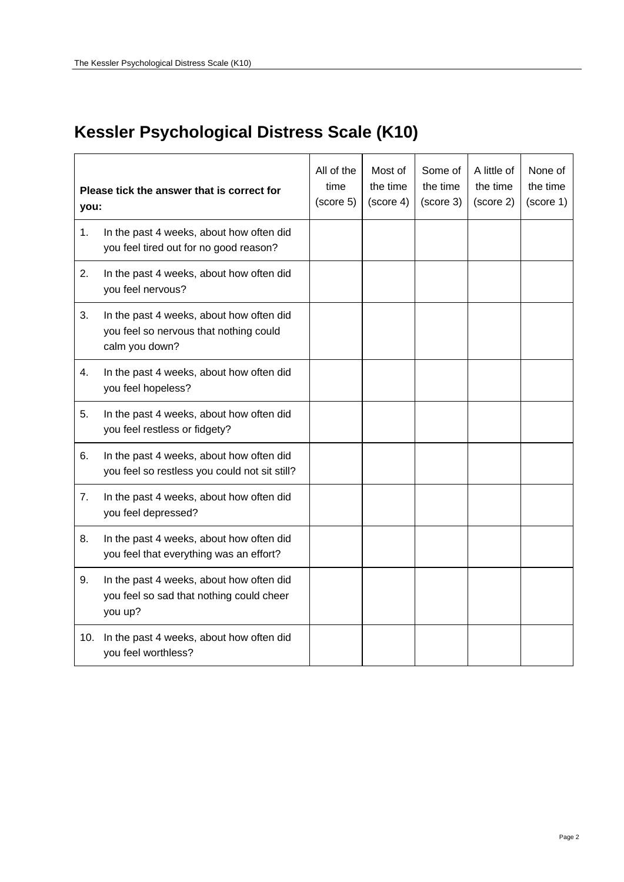# Kessler Psychological Distress Scale (K10)

| Please tick the answer that is correct for you: | All of the time (score 5) | Most of the time (score 4) | Some of the time (score 3) | A little of the time (score 2) | None of the time (score 1) |
|---|---|---|---|---|---|
| 1. In the past 4 weeks, about how often did you feel tired out for no good reason? | | | | | |
| 2. In the past 4 weeks, about how often did you feel nervous? | | | | | |
| 3. In the past 4 weeks, about how often did you feel so nervous that nothing could calm you down? | | | | | |
| 4. In the past 4 weeks, about how often did you feel hopeless? | | | | | |
| 5. In the past 4 weeks, about how often did you feel restless or fidgety? | | | | | |
| 6. In the past 4 weeks, about how often did you feel so restless you could not sit still? | | | | | |
| 7. In the past 4 weeks, about how often did you feel depressed? | | | | | |
| 8. In the past 4 weeks, about how often did you feel that everything was an effort? | | | | | |
| 9. In the past 4 weeks, about how often did you feel so sad that nothing could cheer you up? | | | | | |
| 10. In the past 4 weeks, about how often did you feel worthless? | | | | | |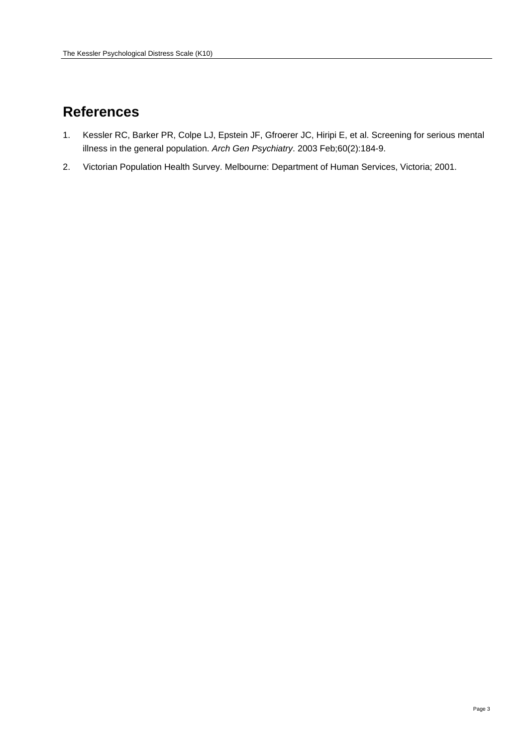## References

1. Kessler RC, Barker PR, Colpe LJ, Epstein JF, Gfroerer JC, Hiripi E, et al. Screening for serious mental illness in the general population. *Arch Gen Psychiatry*. 2003 Feb;60(2):184-9.
2. Victorian Population Health Survey. Melbourne: Department of Human Services, Victoria; 2001.